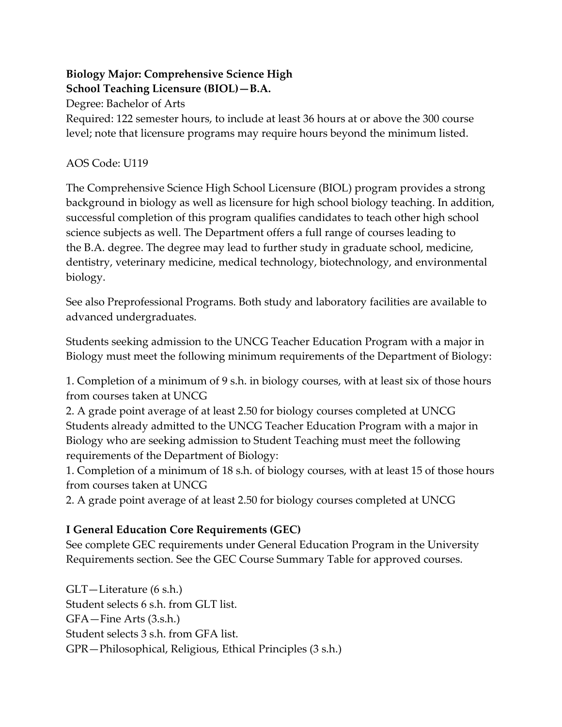**Biology Major: Comprehensive Science High School Teaching Licensure (BIOL)—B.A.**

Degree: Bachelor of Arts

Required: 122 semester hours, to include at least 36 hours at or above the 300 course level; note that licensure programs may require hours beyond the minimum listed.

AOS Code: U119

The Comprehensive Science High School Licensure (BIOL) program provides a strong background in biology as well as licensure for high school biology teaching. In addition, successful completion of this program qualifies candidates to teach other high school science subjects as well. The Department offers a full range of courses leading to the B.A. degree. The degree may lead to further study in graduate school, medicine, dentistry, veterinary medicine, medical technology, biotechnology, and environmental biology.

See also Preprofessional Programs. Both study and laboratory facilities are available to advanced undergraduates.

Students seeking admission to the UNCG Teacher Education Program with a major in Biology must meet the following minimum requirements of the Department of Biology:

1. Completion of a minimum of 9 s.h. in biology courses, with at least six of those hours from courses taken at UNCG
2. A grade point average of at least 2.50 for biology courses completed at UNCG

Students already admitted to the UNCG Teacher Education Program with a major in Biology who are seeking admission to Student Teaching must meet the following requirements of the Department of Biology:

1. Completion of a minimum of 18 s.h. of biology courses, with at least 15 of those hours from courses taken at UNCG
2. A grade point average of at least 2.50 for biology courses completed at UNCG

**I General Education Core Requirements (GEC)**

See complete GEC requirements under General Education Program in the University Requirements section. See the GEC Course Summary Table for approved courses.

GLT—Literature (6 s.h.)

Student selects 6 s.h. from GLT list.

GFA—Fine Arts (3.s.h.)

Student selects 3 s.h. from GFA list.

GPR—Philosophical, Religious, Ethical Principles (3 s.h.)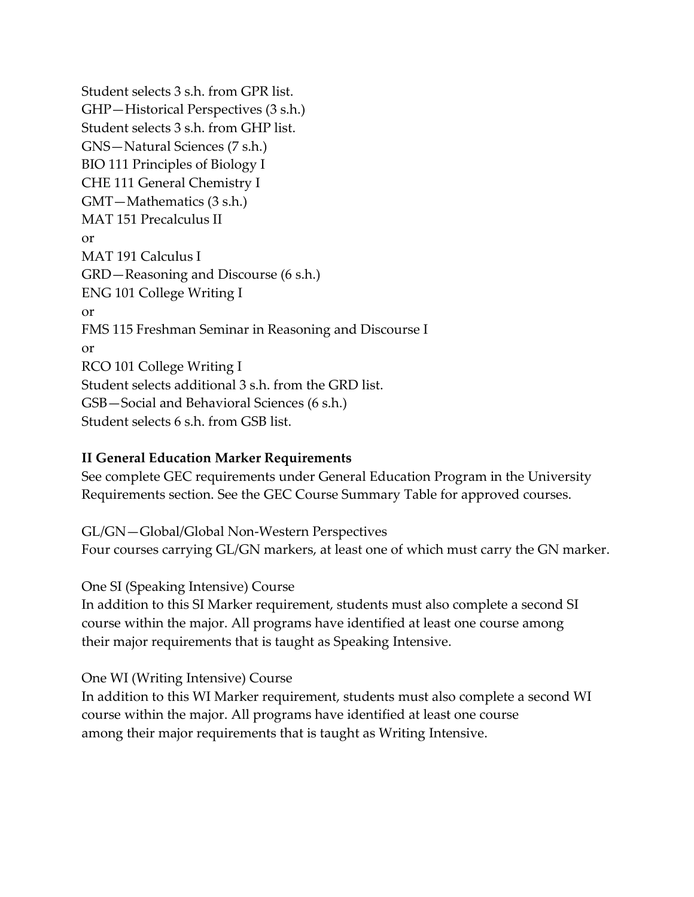Student selects 3 s.h. from GPR list.

GHP—Historical Perspectives (3 s.h.)

Student selects 3 s.h. from GHP list.

GNS—Natural Sciences (7 s.h.)

BIO 111 Principles of Biology I

CHE 111 General Chemistry I

GMT—Mathematics (3 s.h.)

MAT 151 Precalculus II

or

MAT 191 Calculus I

GRD—Reasoning and Discourse (6 s.h.)

ENG 101 College Writing I

or

FMS 115 Freshman Seminar in Reasoning and Discourse I

or

RCO 101 College Writing I

Student selects additional 3 s.h. from the GRD list.

GSB—Social and Behavioral Sciences (6 s.h.)

Student selects 6 s.h. from GSB list.

**II General Education Marker Requirements**

See complete GEC requirements under General Education Program in the University Requirements section. See the GEC Course Summary Table for approved courses.

GL/GN—Global/Global Non-Western Perspectives

Four courses carrying GL/GN markers, at least one of which must carry the GN marker.

One SI (Speaking Intensive) Course

In addition to this SI Marker requirement, students must also complete a second SI course within the major. All programs have identified at least one course among their major requirements that is taught as Speaking Intensive.

One WI (Writing Intensive) Course

In addition to this WI Marker requirement, students must also complete a second WI course within the major. All programs have identified at least one course among their major requirements that is taught as Writing Intensive.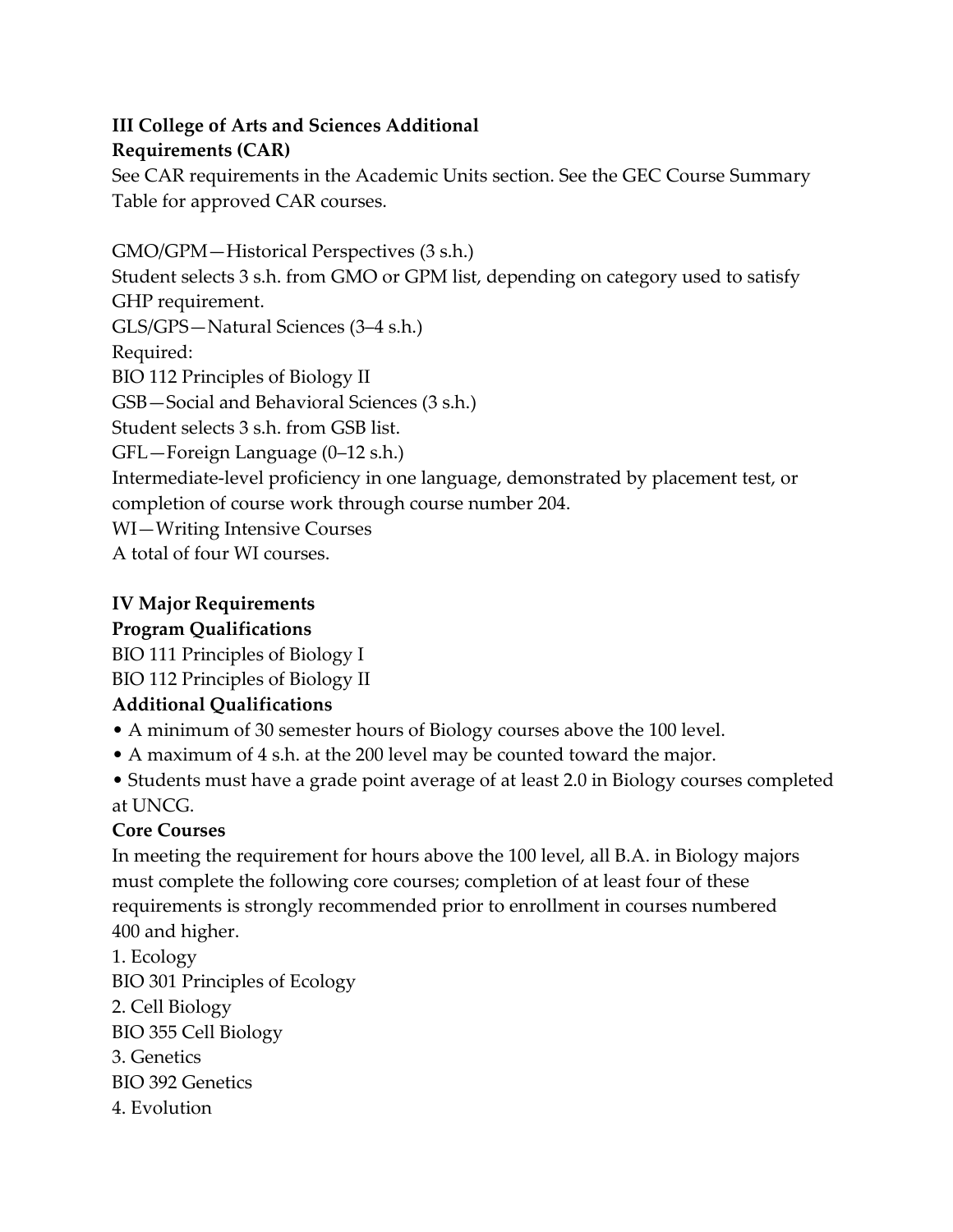**III College of Arts and Sciences Additional Requirements (CAR)**

See CAR requirements in the Academic Units section. See the GEC Course Summary Table for approved CAR courses.

GMO/GPM—Historical Perspectives (3 s.h.)
Student selects 3 s.h. from GMO or GPM list, depending on category used to satisfy GHP requirement.
GLS/GPS—Natural Sciences (3–4 s.h.)
Required:
BIO 112 Principles of Biology II
GSB—Social and Behavioral Sciences (3 s.h.)
Student selects 3 s.h. from GSB list.
GFL—Foreign Language (0–12 s.h.)
Intermediate-level proficiency in one language, demonstrated by placement test, or completion of course work through course number 204.
WI—Writing Intensive Courses
A total of four WI courses.

**IV Major Requirements**

**Program Qualifications**

BIO 111 Principles of Biology I
BIO 112 Principles of Biology II

**Additional Qualifications**

- A minimum of 30 semester hours of Biology courses above the 100 level.
- A maximum of 4 s.h. at the 200 level may be counted toward the major.
- Students must have a grade point average of at least 2.0 in Biology courses completed at UNCG.

**Core Courses**

In meeting the requirement for hours above the 100 level, all B.A. in Biology majors must complete the following core courses; completion of at least four of these requirements is strongly recommended prior to enrollment in courses numbered 400 and higher.

1. Ecology
BIO 301 Principles of Ecology
2. Cell Biology
BIO 355 Cell Biology
3. Genetics
BIO 392 Genetics
4. Evolution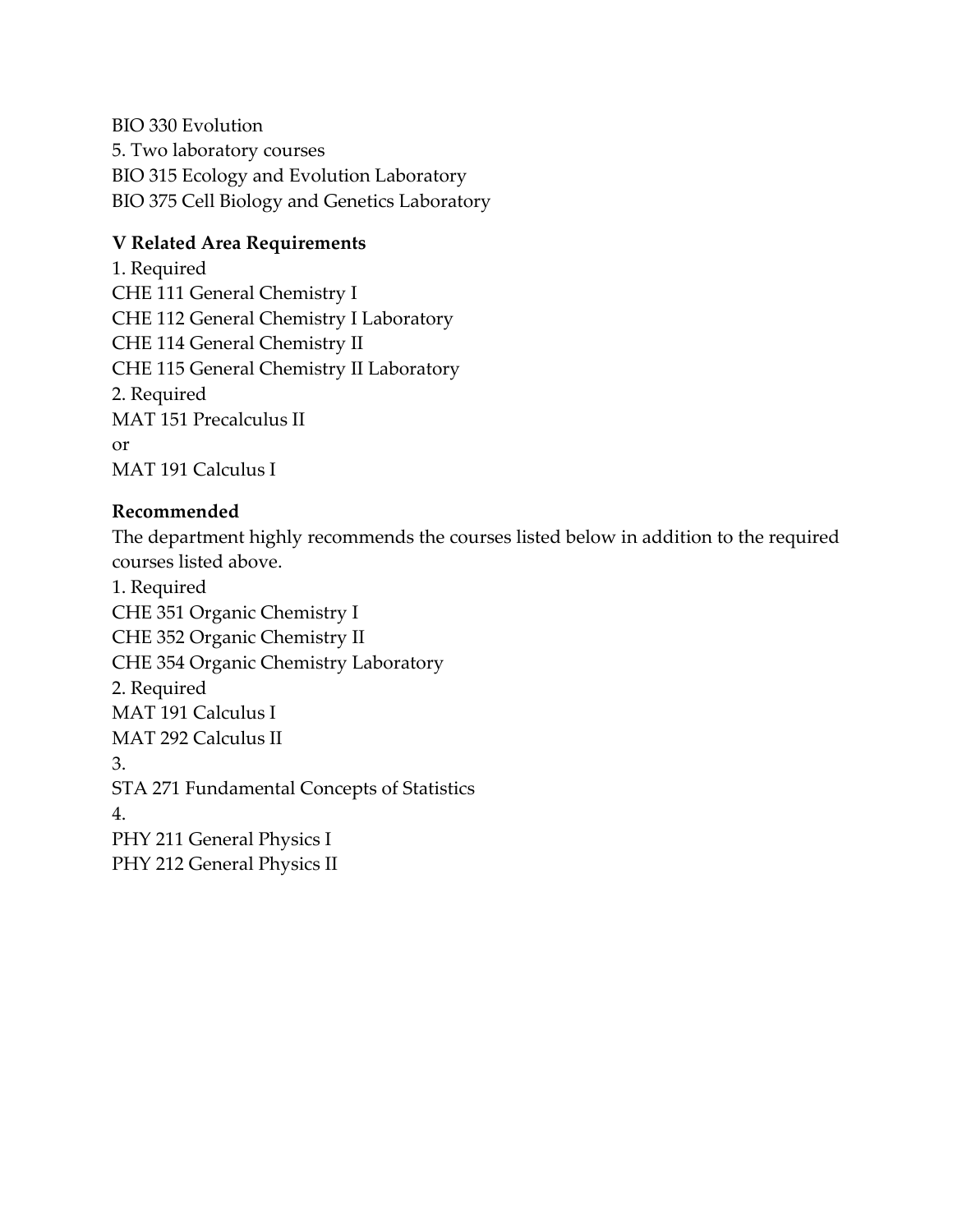BIO 330 Evolution

5. Two laboratory courses

BIO 315 Ecology and Evolution Laboratory

BIO 375 Cell Biology and Genetics Laboratory

**V Related Area Requirements**

1. Required

CHE 111 General Chemistry I

CHE 112 General Chemistry I Laboratory

CHE 114 General Chemistry II

CHE 115 General Chemistry II Laboratory

2. Required

MAT 151 Precalculus II

or

MAT 191 Calculus I

**Recommended**

The department highly recommends the courses listed below in addition to the required courses listed above.

1. Required

CHE 351 Organic Chemistry I

CHE 352 Organic Chemistry II

CHE 354 Organic Chemistry Laboratory

2. Required

MAT 191 Calculus I

MAT 292 Calculus II

3.

STA 271 Fundamental Concepts of Statistics

4.

PHY 211 General Physics I

PHY 212 General Physics II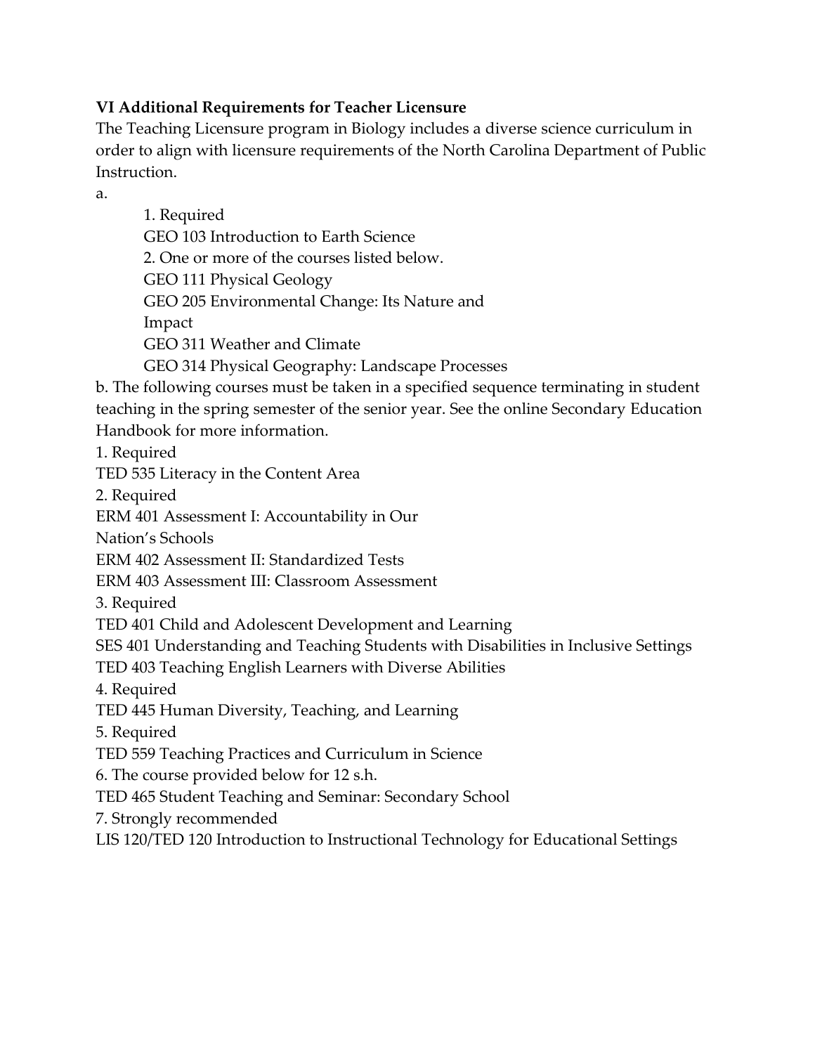**VI Additional Requirements for Teacher Licensure**

The Teaching Licensure program in Biology includes a diverse science curriculum in order to align with licensure requirements of the North Carolina Department of Public Instruction.

a.

1. Required
   GEO 103 Introduction to Earth Science
2. One or more of the courses listed below.
   GEO 111 Physical Geology
   GEO 205 Environmental Change: Its Nature and Impact
   GEO 311 Weather and Climate
   GEO 314 Physical Geography: Landscape Processes

b. The following courses must be taken in a specified sequence terminating in student teaching in the spring semester of the senior year. See the online Secondary Education Handbook for more information.

1. Required
TED 535 Literacy in the Content Area

2. Required
ERM 401 Assessment I: Accountability in Our Nation's Schools
ERM 402 Assessment II: Standardized Tests
ERM 403 Assessment III: Classroom Assessment

3. Required
TED 401 Child and Adolescent Development and Learning
SES 401 Understanding and Teaching Students with Disabilities in Inclusive Settings
TED 403 Teaching English Learners with Diverse Abilities

4. Required
TED 445 Human Diversity, Teaching, and Learning

5. Required
TED 559 Teaching Practices and Curriculum in Science

6. The course provided below for 12 s.h.
TED 465 Student Teaching and Seminar: Secondary School

7. Strongly recommended
LIS 120/TED 120 Introduction to Instructional Technology for Educational Settings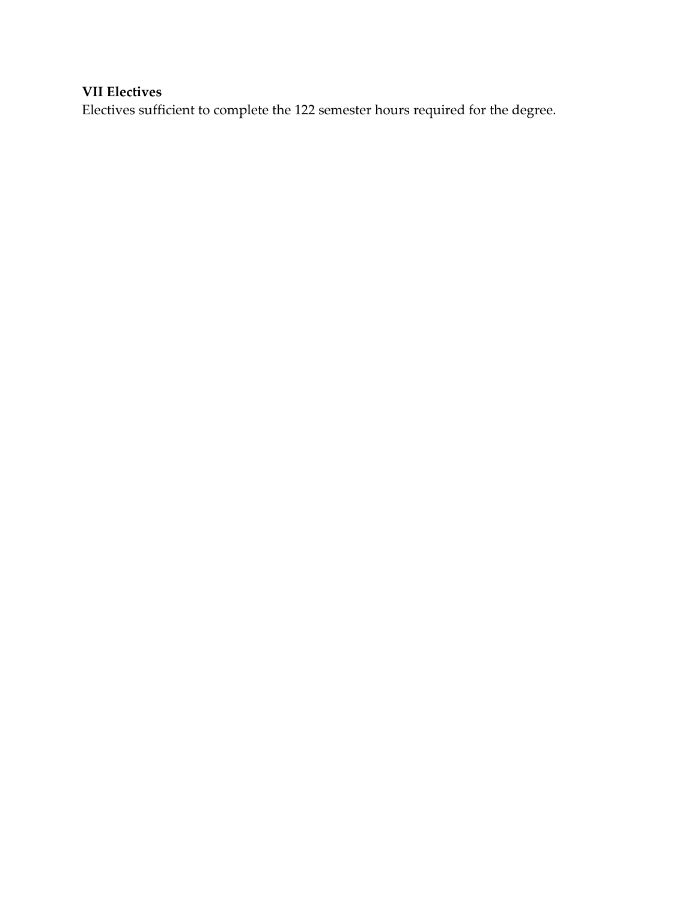**VII Electives**

Electives sufficient to complete the 122 semester hours required for the degree.